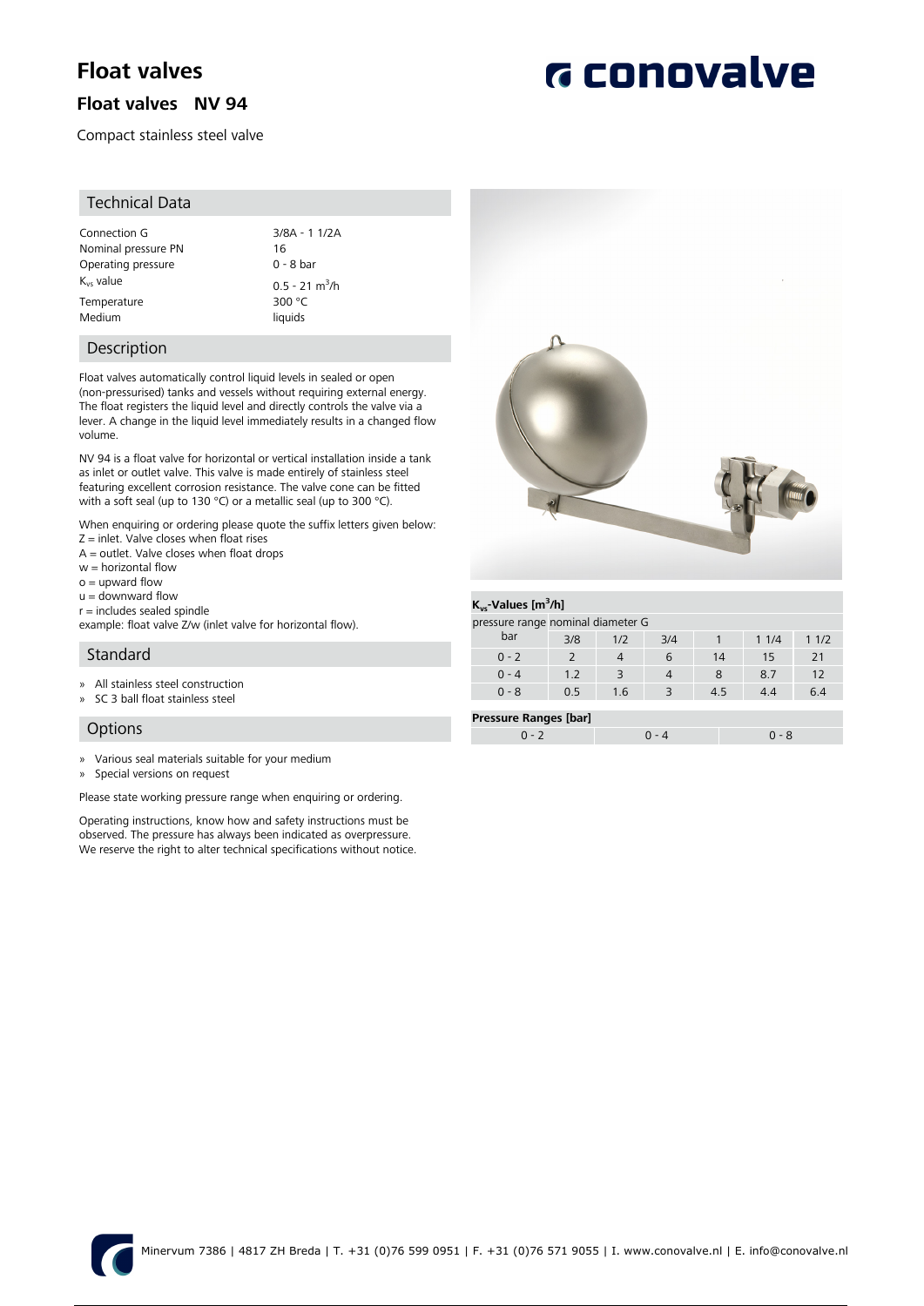# Float valves

## Float valves NV 94

Compact stainless steel valve

### Technical Data

| | |
|---|---|
| Connection G | 3/8A - 1 1/2A |
| Nominal pressure PN | 16 |
| Operating pressure | 0 - 8 bar |
| $K_{vs}$ value | 0.5 - 21 $m^3$/h |
| Temperature | 300 °C |
| Medium | liquids |

### Description

Float valves automatically control liquid levels in sealed or open (non-pressurised) tanks and vessels without requiring external energy. The float registers the liquid level and directly controls the valve via a lever. A change in the liquid level immediately results in a changed flow volume.

NV 94 is a float valve for horizontal or vertical installation inside a tank as inlet or outlet valve. This valve is made entirely of stainless steel featuring excellent corrosion resistance. The valve cone can be fitted with a soft seal (up to 130 °C) or a metallic seal (up to 300 °C).

When enquiring or ordering please quote the suffix letters given below:
Z = inlet. Valve closes when float rises
A = outlet. Valve closes when float drops
w = horizontal flow
o = upward flow
u = downward flow
r = includes sealed spindle
example: float valve Z/w (inlet valve for horizontal flow).

### Standard

- All stainless steel construction
- SC 3 ball float stainless steel

### Options

- Various seal materials suitable for your medium
- Special versions on request

Please state working pressure range when enquiring or ordering.

Operating instructions, know how and safety instructions must be observed. The pressure has always been indicated as overpressure. We reserve the right to alter technical specifications without notice.

**$K_{vs}$-Values [$m^3$/h]**

| pressure range bar | nominal diameter G 3/8 | 1/2 | 3/4 | 1 | 1 1/4 | 1 1/2 |
|---|---|---|---|---|---|---|
| 0 - 2 | 2 | 4 | 6 | 14 | 15 | 21 |
| 0 - 4 | 1.2 | 3 | 4 | 8 | 8.7 | 12 |
| 0 - 8 | 0.5 | 1.6 | 3 | 4.5 | 4.4 | 6.4 |

**Pressure Ranges [bar]**

| 0 - 2 | 0 - 4 | 0 - 8 |
|---|---|---|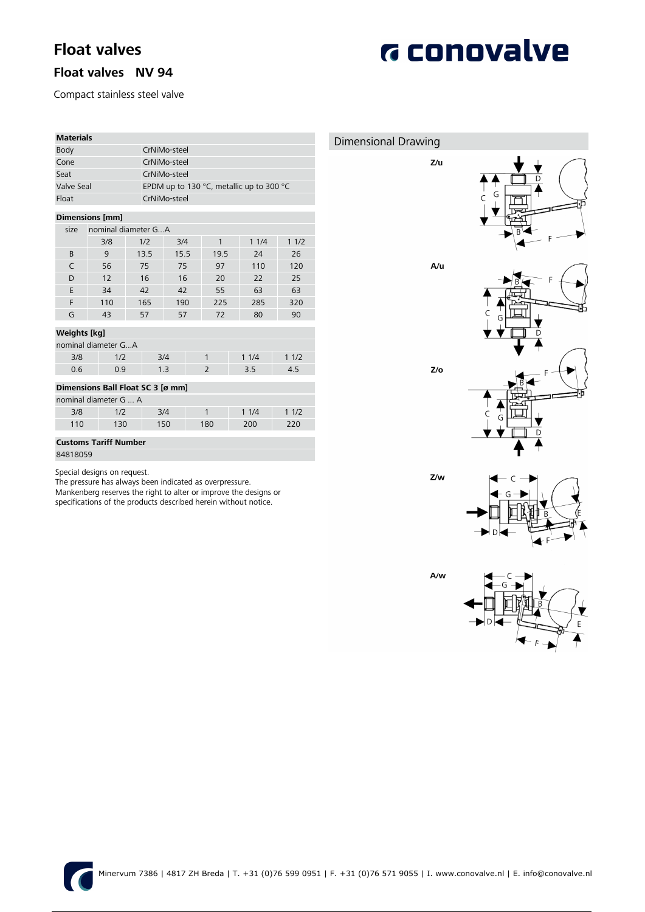# Float valves

## Float valves NV 94

Compact stainless steel valve

| Materials | |
|---|---|
| Body | CrNiMo-steel |
| Cone | CrNiMo-steel |
| Seat | CrNiMo-steel |
| Valve Seal | EPDM up to 130 °C, metallic up to 300 °C |
| Float | CrNiMo-steel |

**Dimensions [mm]**

| size | nominal diameter G...A | | | | | |
|---|---|---|---|---|---|---|
| | 3/8 | 1/2 | 3/4 | 1 | 1 1/4 | 1 1/2 |
| B | 9 | 13.5 | 15.5 | 19.5 | 24 | 26 |
| C | 56 | 75 | 75 | 97 | 110 | 120 |
| D | 12 | 16 | 16 | 20 | 22 | 25 |
| E | 34 | 42 | 42 | 55 | 63 | 63 |
| F | 110 | 165 | 190 | 225 | 285 | 320 |
| G | 43 | 57 | 57 | 72 | 80 | 90 |

**Weights [kg]**

| nominal diameter G...A | | | | | |
|---|---|---|---|---|---|
| 3/8 | 1/2 | 3/4 | 1 | 1 1/4 | 1 1/2 |
| 0.6 | 0.9 | 1.3 | 2 | 3.5 | 4.5 |

**Dimensions Ball Float SC 3 [ø mm]**

| nominal diameter G ... A | | | | | |
|---|---|---|---|---|---|
| 3/8 | 1/2 | 3/4 | 1 | 1 1/4 | 1 1/2 |
| 110 | 130 | 150 | 180 | 200 | 220 |

**Customs Tariff Number**

84818059

Special designs on request.
The pressure has always been indicated as overpressure.
Mankenberg reserves the right to alter or improve the designs or specifications of the products described herein without notice.

## Dimensional Drawing

Z/u

A/u

Z/o

Z/w

A/w

Minervum 7386 | 4817 ZH Breda | T. +31 (0)76 599 0951 | F. +31 (0)76 571 9055 | I. www.conovalve.nl | E. info@conovalve.nl